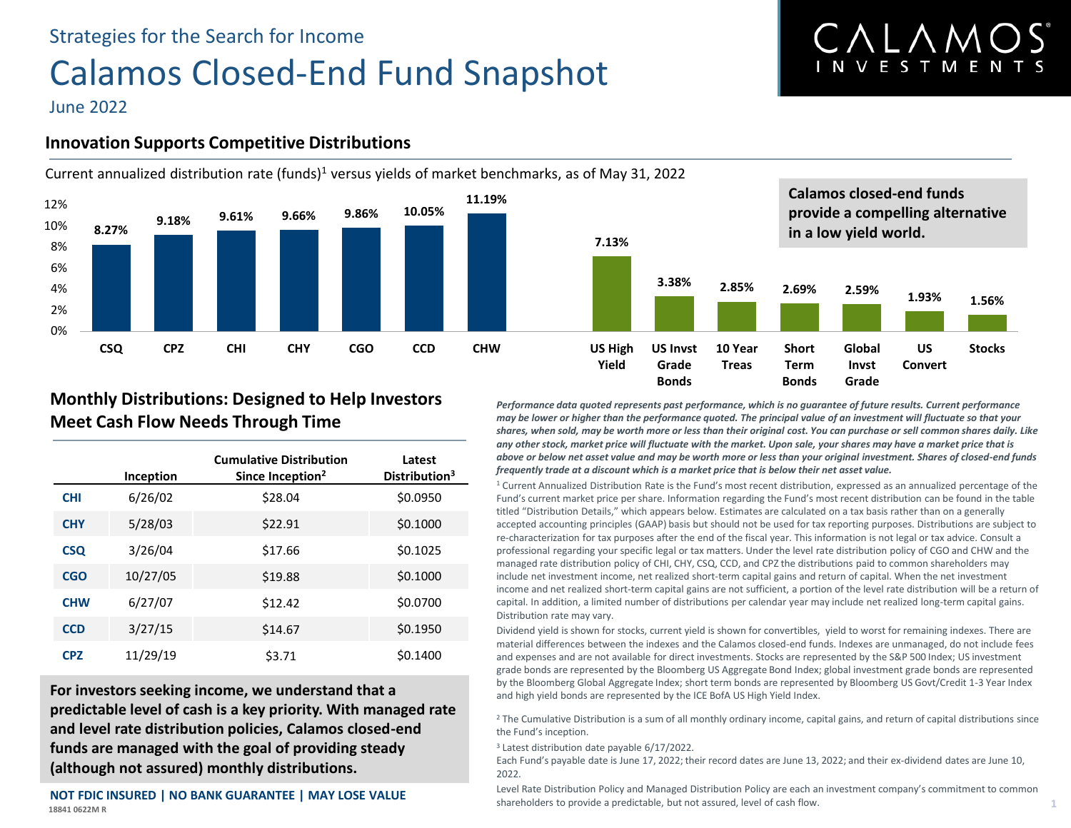Strategies for the Search for Income

# Calamos Closed-End Fund Snapshot

June 2022

## Innovation Supports Competitive Distributions

Current annualized distribution rate (funds)[1] versus yields of market benchmarks, as of May 31, 2022

| Fund / Benchmark | Rate |
|---|---|
| CSQ | 8.27% |
| CPZ | 9.18% |
| CHI | 9.61% |
| CHY | 9.66% |
| CGO | 9.86% |
| CCD | 10.05% |
| CHW | 11.19% |
| US High Yield | 7.13% |
| US Invst Grade Bonds | 3.38% |
| 10 Year Treas | 2.85% |
| Short Term Bonds | 2.69% |
| Global Invst Grade | 2.59% |
| US Convert | 1.93% |
| Stocks | 1.56% |

**Calamos closed-end funds provide a compelling alternative in a low yield world.**

## Monthly Distributions: Designed to Help Investors Meet Cash Flow Needs Through Time

| | Inception | Cumulative Distribution Since Inception[2] | Latest Distribution[3] |
|---|---|---|---|
| **CHI** | 6/26/02 | $28.04 | $0.0950 |
| **CHY** | 5/28/03 | $22.91 | $0.1000 |
| **CSQ** | 3/26/04 | $17.66 | $0.1025 |
| **CGO** | 10/27/05 | $19.88 | $0.1000 |
| **CHW** | 6/27/07 | $12.42 | $0.0700 |
| **CCD** | 3/27/15 | $14.67 | $0.1950 |
| **CPZ** | 11/29/19 | $3.71 | $0.1400 |

**For investors seeking income, we understand that a predictable level of cash is a key priority. With managed rate and level rate distribution policies, Calamos closed-end funds are managed with the goal of providing steady (although not assured) monthly distributions.**

***Performance data quoted represents past performance, which is no guarantee of future results. Current performance may be lower or higher than the performance quoted. The principal value of an investment will fluctuate so that your shares, when sold, may be worth more or less than their original cost. You can purchase or sell common shares daily. Like any other stock, market price will fluctuate with the market. Upon sale, your shares may have a market price that is above or below net asset value and may be worth more or less than your original investment. Shares of closed-end funds frequently trade at a discount which is a market price that is below their net asset value.***

[1] Current Annualized Distribution Rate is the Fund's most recent distribution, expressed as an annualized percentage of the Fund's current market price per share. Information regarding the Fund's most recent distribution can be found in the table titled "Distribution Details," which appears below. Estimates are calculated on a tax basis rather than on a generally accepted accounting principles (GAAP) basis but should not be used for tax reporting purposes. Distributions are subject to re-characterization for tax purposes after the end of the fiscal year. This information is not legal or tax advice. Consult a professional regarding your specific legal or tax matters. Under the level rate distribution policy of CGO and CHW and the managed rate distribution policy of CHI, CHY, CSQ, CCD, and CPZ the distributions paid to common shareholders may include net investment income, net realized short-term capital gains and return of capital. When the net investment income and net realized short-term capital gains are not sufficient, a portion of the level rate distribution will be a return of capital. In addition, a limited number of distributions per calendar year may include net realized long-term capital gains. Distribution rate may vary.

Dividend yield is shown for stocks, current yield is shown for convertibles, yield to worst for remaining indexes. There are material differences between the indexes and the Calamos closed-end funds. Indexes are unmanaged, do not include fees and expenses and are not available for direct investments. Stocks are represented by the S&P 500 Index; US investment grade bonds are represented by the Bloomberg US Aggregate Bond Index; global investment grade bonds are represented by the Bloomberg Global Aggregate Index; short term bonds are represented by Bloomberg US Govt/Credit 1-3 Year Index and high yield bonds are represented by the ICE BofA US High Yield Index.

[2] The Cumulative Distribution is a sum of all monthly ordinary income, capital gains, and return of capital distributions since the Fund's inception.

[3] Latest distribution date payable 6/17/2022.

Each Fund's payable date is June 17, 2022; their record dates are June 13, 2022; and their ex-dividend dates are June 10, 2022.

Level Rate Distribution Policy and Managed Distribution Policy are each an investment company's commitment to common shareholders to provide a predictable, but not assured, level of cash flow.

**NOT FDIC INSURED | NO BANK GUARANTEE | MAY LOSE VALUE**

18841 0622M R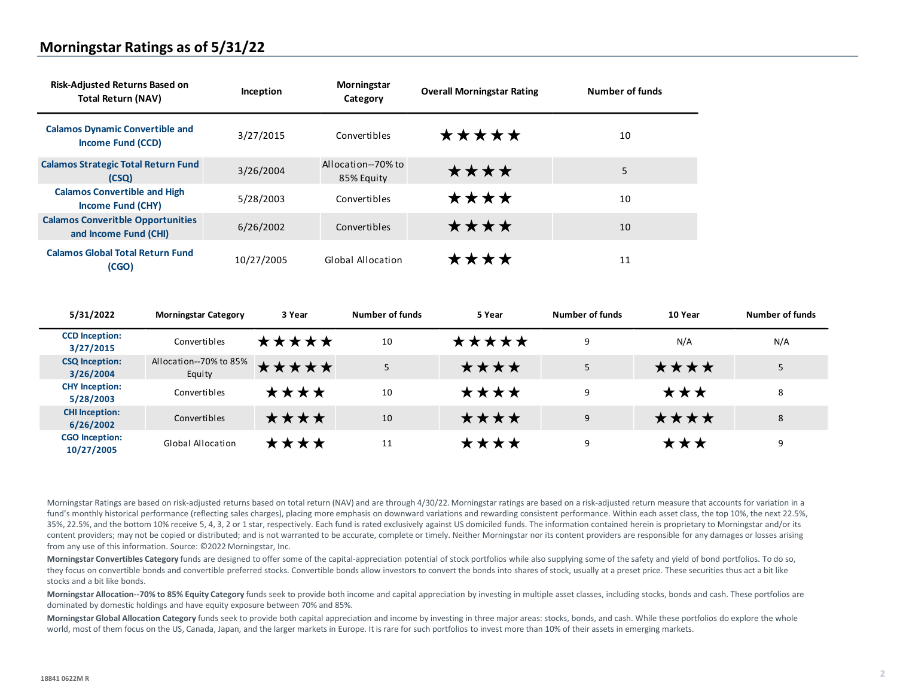## Morningstar Ratings as of 5/31/22

| Risk-Adjusted Returns Based on Total Return (NAV) | Inception | Morningstar Category | Overall Morningstar Rating | Number of funds |
|---|---|---|---|---|
| Calamos Dynamic Convertible and Income Fund (CCD) | 3/27/2015 | Convertibles | ★★★★★ | 10 |
| Calamos Strategic Total Return Fund (CSQ) | 3/26/2004 | Allocation--70% to 85% Equity | ★★★★ | 5 |
| Calamos Convertible and High Income Fund (CHY) | 5/28/2003 | Convertibles | ★★★★ | 10 |
| Calamos Converitble Opportunities and Income Fund (CHI) | 6/26/2002 | Convertibles | ★★★★ | 10 |
| Calamos Global Total Return Fund (CGO) | 10/27/2005 | Global Allocation | ★★★★ | 11 |

| 5/31/2022 | Morningstar Category | 3 Year | Number of funds | 5 Year | Number of funds | 10 Year | Number of funds |
|---|---|---|---|---|---|---|---|
| CCD Inception: 3/27/2015 | Convertibles | ★★★★★ | 10 | ★★★★★ | 9 | N/A | N/A |
| CSQ Inception: 3/26/2004 | Allocation--70% to 85% Equity | ★★★★★ | 5 | ★★★★ | 5 | ★★★★ | 5 |
| CHY Inception: 5/28/2003 | Convertibles | ★★★★ | 10 | ★★★★ | 9 | ★★★ | 8 |
| CHI Inception: 6/26/2002 | Convertibles | ★★★★ | 10 | ★★★★ | 9 | ★★★★ | 8 |
| CGO Inception: 10/27/2005 | Global Allocation | ★★★★ | 11 | ★★★★ | 9 | ★★★ | 9 |

Morningstar Ratings are based on risk-adjusted returns based on total return (NAV) and are through 4/30/22. Morningstar ratings are based on a risk-adjusted return measure that accounts for variation in a fund's monthly historical performance (reflecting sales charges), placing more emphasis on downward variations and rewarding consistent performance. Within each asset class, the top 10%, the next 22.5%, 35%, 22.5%, and the bottom 10% receive 5, 4, 3, 2 or 1 star, respectively. Each fund is rated exclusively against US domiciled funds. The information contained herein is proprietary to Morningstar and/or its content providers; may not be copied or distributed; and is not warranted to be accurate, complete or timely. Neither Morningstar nor its content providers are responsible for any damages or losses arising from any use of this information. Source: ©2022 Morningstar, Inc.

**Morningstar Convertibles Category** funds are designed to offer some of the capital-appreciation potential of stock portfolios while also supplying some of the safety and yield of bond portfolios. To do so, they focus on convertible bonds and convertible preferred stocks. Convertible bonds allow investors to convert the bonds into shares of stock, usually at a preset price. These securities thus act a bit like stocks and a bit like bonds.

**Morningstar Allocation--70% to 85% Equity Category** funds seek to provide both income and capital appreciation by investing in multiple asset classes, including stocks, bonds and cash. These portfolios are dominated by domestic holdings and have equity exposure between 70% and 85%.

**Morningstar Global Allocation Category** funds seek to provide both capital appreciation and income by investing in three major areas: stocks, bonds, and cash. While these portfolios do explore the whole world, most of them focus on the US, Canada, Japan, and the larger markets in Europe. It is rare for such portfolios to invest more than 10% of their assets in emerging markets.

18841 0622M R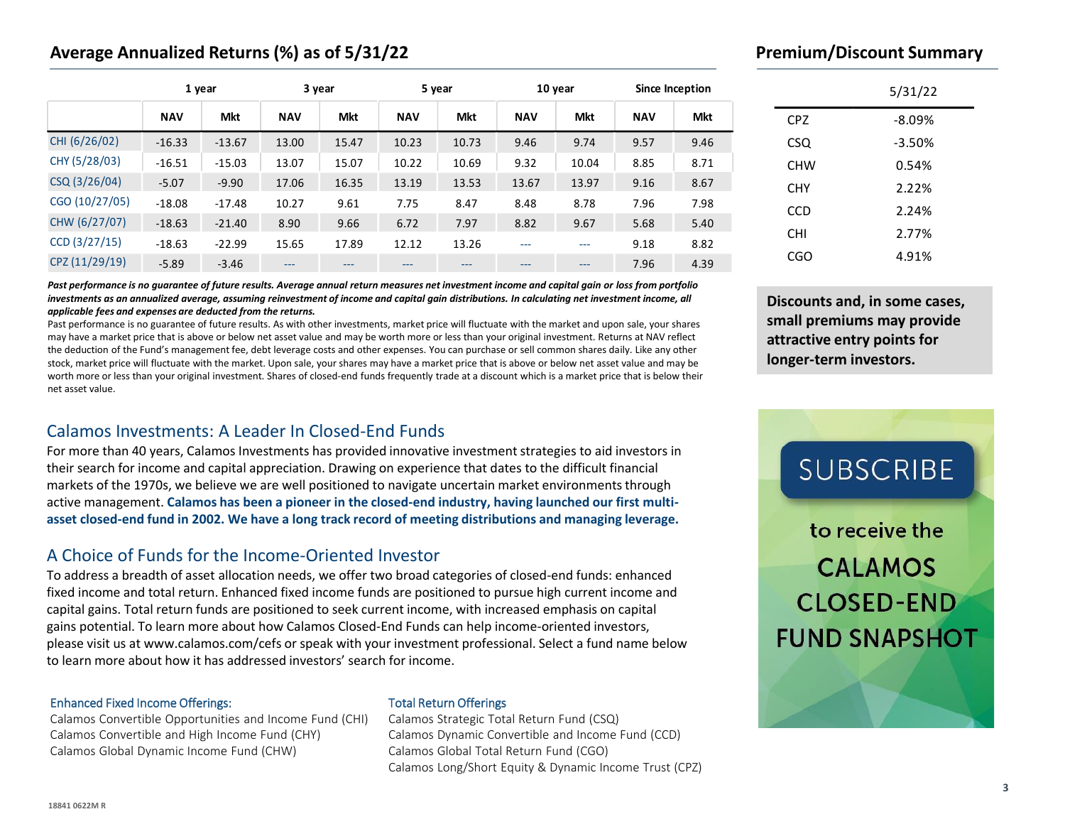## Average Annualized Returns (%) as of 5/31/22

| | 1 year | | 3 year | | 5 year | | 10 year | | Since Inception | |
|---|---|---|---|---|---|---|---|---|---|---|
| | NAV | Mkt | NAV | Mkt | NAV | Mkt | NAV | Mkt | NAV | Mkt |
| CHI (6/26/02) | -16.33 | -13.67 | 13.00 | 15.47 | 10.23 | 10.73 | 9.46 | 9.74 | 9.57 | 9.46 |
| CHY (5/28/03) | -16.51 | -15.03 | 13.07 | 15.07 | 10.22 | 10.69 | 9.32 | 10.04 | 8.85 | 8.71 |
| CSQ (3/26/04) | -5.07 | -9.90 | 17.06 | 16.35 | 13.19 | 13.53 | 13.67 | 13.97 | 9.16 | 8.67 |
| CGO (10/27/05) | -18.08 | -17.48 | 10.27 | 9.61 | 7.75 | 8.47 | 8.48 | 8.78 | 7.96 | 7.98 |
| CHW (6/27/07) | -18.63 | -21.40 | 8.90 | 9.66 | 6.72 | 7.97 | 8.82 | 9.67 | 5.68 | 5.40 |
| CCD (3/27/15) | -18.63 | -22.99 | 15.65 | 17.89 | 12.12 | 13.26 | --- | --- | 9.18 | 8.82 |
| CPZ (11/29/19) | -5.89 | -3.46 | --- | --- | --- | --- | --- | --- | 7.96 | 4.39 |

***Past performance is no guarantee of future results. Average annual return measures net investment income and capital gain or loss from portfolio investments as an annualized average, assuming reinvestment of income and capital gain distributions. In calculating net investment income, all applicable fees and expenses are deducted from the returns.***

Past performance is no guarantee of future results. As with other investments, market price will fluctuate with the market and upon sale, your shares may have a market price that is above or below net asset value and may be worth more or less than your original investment. Returns at NAV reflect the deduction of the Fund's management fee, debt leverage costs and other expenses. You can purchase or sell common shares daily. Like any other stock, market price will fluctuate with the market. Upon sale, your shares may have a market price that is above or below net asset value and may be worth more or less than your original investment. Shares of closed-end funds frequently trade at a discount which is a market price that is below their net asset value.

## Calamos Investments: A Leader In Closed-End Funds

For more than 40 years, Calamos Investments has provided innovative investment strategies to aid investors in their search for income and capital appreciation. Drawing on experience that dates to the difficult financial markets of the 1970s, we believe we are well positioned to navigate uncertain market environments through active management. **Calamos has been a pioneer in the closed-end industry, having launched our first multi-asset closed-end fund in 2002. We have a long track record of meeting distributions and managing leverage.**

## A Choice of Funds for the Income-Oriented Investor

To address a breadth of asset allocation needs, we offer two broad categories of closed-end funds: enhanced fixed income and total return. Enhanced fixed income funds are positioned to pursue high current income and capital gains. Total return funds are positioned to seek current income, with increased emphasis on capital gains potential. To learn more about how Calamos Closed-End Funds can help income-oriented investors, please visit us at www.calamos.com/cefs or speak with your investment professional. Select a fund name below to learn more about how it has addressed investors' search for income.

**Enhanced Fixed Income Offerings:**

Calamos Convertible Opportunities and Income Fund (CHI)
Calamos Convertible and High Income Fund (CHY)
Calamos Global Dynamic Income Fund (CHW)

**Total Return Offerings**

Calamos Strategic Total Return Fund (CSQ)
Calamos Dynamic Convertible and Income Fund (CCD)
Calamos Global Total Return Fund (CGO)
Calamos Long/Short Equity & Dynamic Income Trust (CPZ)

## Premium/Discount Summary

| | 5/31/22 |
|---|---|
| CPZ | -8.09% |
| CSQ | -3.50% |
| CHW | 0.54% |
| CHY | 2.22% |
| CCD | 2.24% |
| CHI | 2.77% |
| CGO | 4.91% |

**Discounts and, in some cases, small premiums may provide attractive entry points for longer-term investors.**

SUBSCRIBE to receive the CALAMOS CLOSED-END FUND SNAPSHOT

18841 0622M R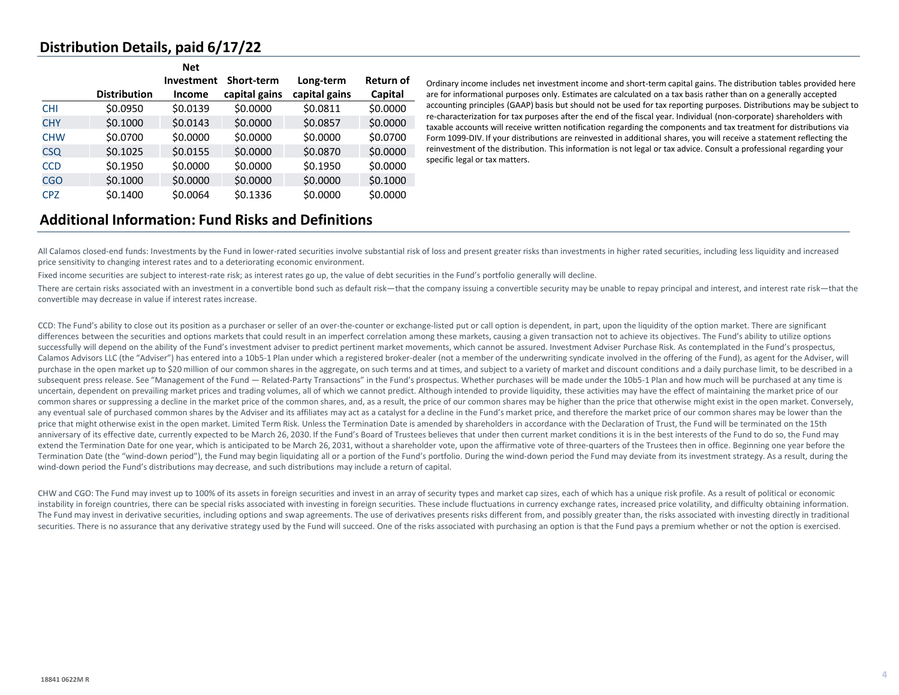## Distribution Details, paid 6/17/22

| | Distribution | Net Investment Income | Short-term capital gains | Long-term capital gains | Return of Capital |
|---|---|---|---|---|---|
| CHI | $0.0950 | $0.0139 | $0.0000 | $0.0811 | $0.0000 |
| CHY | $0.1000 | $0.0143 | $0.0000 | $0.0857 | $0.0000 |
| CHW | $0.0700 | $0.0000 | $0.0000 | $0.0000 | $0.0700 |
| CSQ | $0.1025 | $0.0155 | $0.0000 | $0.0870 | $0.0000 |
| CCD | $0.1950 | $0.0000 | $0.0000 | $0.1950 | $0.0000 |
| CGO | $0.1000 | $0.0000 | $0.0000 | $0.0000 | $0.1000 |
| CPZ | $0.1400 | $0.0064 | $0.1336 | $0.0000 | $0.0000 |

Ordinary income includes net investment income and short-term capital gains. The distribution tables provided here are for informational purposes only. Estimates are calculated on a tax basis rather than on a generally accepted accounting principles (GAAP) basis but should not be used for tax reporting purposes. Distributions may be subject to re-characterization for tax purposes after the end of the fiscal year. Individual (non-corporate) shareholders with taxable accounts will receive written notification regarding the components and tax treatment for distributions via Form 1099-DIV. If your distributions are reinvested in additional shares, you will receive a statement reflecting the reinvestment of the distribution. This information is not legal or tax advice. Consult a professional regarding your specific legal or tax matters.

## Additional Information: Fund Risks and Definitions

All Calamos closed-end funds: Investments by the Fund in lower-rated securities involve substantial risk of loss and present greater risks than investments in higher rated securities, including less liquidity and increased price sensitivity to changing interest rates and to a deteriorating economic environment.

Fixed income securities are subject to interest-rate risk; as interest rates go up, the value of debt securities in the Fund's portfolio generally will decline.

There are certain risks associated with an investment in a convertible bond such as default risk—that the company issuing a convertible security may be unable to repay principal and interest, and interest rate risk—that the convertible may decrease in value if interest rates increase.

CCD: The Fund's ability to close out its position as a purchaser or seller of an over-the-counter or exchange-listed put or call option is dependent, in part, upon the liquidity of the option market. There are significant differences between the securities and options markets that could result in an imperfect correlation among these markets, causing a given transaction not to achieve its objectives. The Fund's ability to utilize options successfully will depend on the ability of the Fund's investment adviser to predict pertinent market movements, which cannot be assured. Investment Adviser Purchase Risk. As contemplated in the Fund's prospectus, Calamos Advisors LLC (the "Adviser") has entered into a 10b5-1 Plan under which a registered broker-dealer (not a member of the underwriting syndicate involved in the offering of the Fund), as agent for the Adviser, will purchase in the open market up to $20 million of our common shares in the aggregate, on such terms and at times, and subject to a variety of market and discount conditions and a daily purchase limit, to be described in a subsequent press release. See "Management of the Fund — Related-Party Transactions" in the Fund's prospectus. Whether purchases will be made under the 10b5-1 Plan and how much will be purchased at any time is uncertain, dependent on prevailing market prices and trading volumes, all of which we cannot predict. Although intended to provide liquidity, these activities may have the effect of maintaining the market price of our common shares or suppressing a decline in the market price of the common shares, and, as a result, the price of our common shares may be higher than the price that otherwise might exist in the open market. Conversely, any eventual sale of purchased common shares by the Adviser and its affiliates may act as a catalyst for a decline in the Fund's market price, and therefore the market price of our common shares may be lower than the price that might otherwise exist in the open market. Limited Term Risk. Unless the Termination Date is amended by shareholders in accordance with the Declaration of Trust, the Fund will be terminated on the 15th anniversary of its effective date, currently expected to be March 26, 2030. If the Fund's Board of Trustees believes that under then current market conditions it is in the best interests of the Fund to do so, the Fund may extend the Termination Date for one year, which is anticipated to be March 26, 2031, without a shareholder vote, upon the affirmative vote of three-quarters of the Trustees then in office. Beginning one year before the Termination Date (the "wind-down period"), the Fund may begin liquidating all or a portion of the Fund's portfolio. During the wind-down period the Fund may deviate from its investment strategy. As a result, during the wind-down period the Fund's distributions may decrease, and such distributions may include a return of capital.

CHW and CGO: The Fund may invest up to 100% of its assets in foreign securities and invest in an array of security types and market cap sizes, each of which has a unique risk profile. As a result of political or economic instability in foreign countries, there can be special risks associated with investing in foreign securities. These include fluctuations in currency exchange rates, increased price volatility, and difficulty obtaining information. The Fund may invest in derivative securities, including options and swap agreements. The use of derivatives presents risks different from, and possibly greater than, the risks associated with investing directly in traditional securities. There is no assurance that any derivative strategy used by the Fund will succeed. One of the risks associated with purchasing an option is that the Fund pays a premium whether or not the option is exercised.

18841 0622M R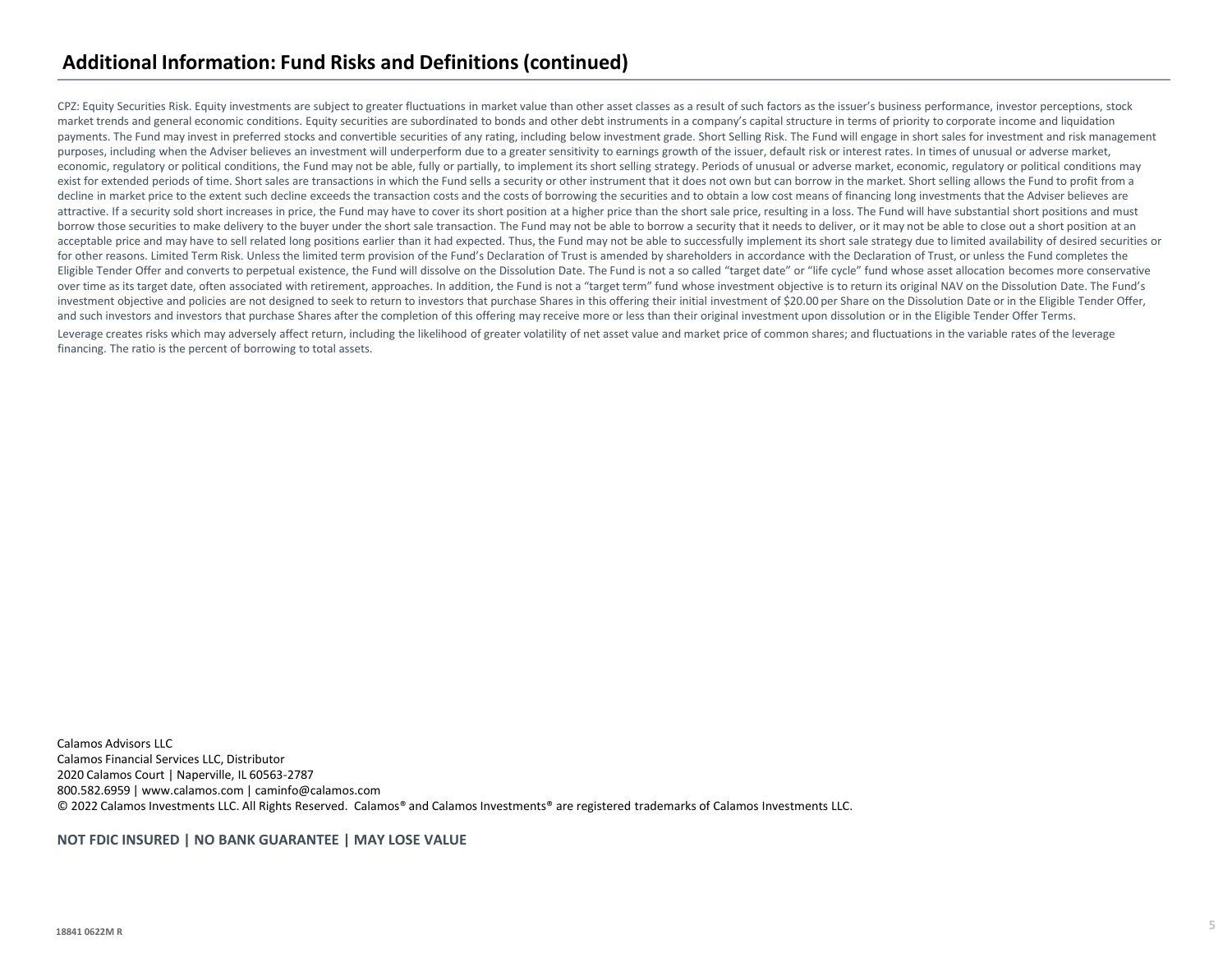## Additional Information: Fund Risks and Definitions (continued)

CPZ: Equity Securities Risk. Equity investments are subject to greater fluctuations in market value than other asset classes as a result of such factors as the issuer's business performance, investor perceptions, stock market trends and general economic conditions. Equity securities are subordinated to bonds and other debt instruments in a company's capital structure in terms of priority to corporate income and liquidation payments. The Fund may invest in preferred stocks and convertible securities of any rating, including below investment grade. Short Selling Risk. The Fund will engage in short sales for investment and risk management purposes, including when the Adviser believes an investment will underperform due to a greater sensitivity to earnings growth of the issuer, default risk or interest rates. In times of unusual or adverse market, economic, regulatory or political conditions, the Fund may not be able, fully or partially, to implement its short selling strategy. Periods of unusual or adverse market, economic, regulatory or political conditions may exist for extended periods of time. Short sales are transactions in which the Fund sells a security or other instrument that it does not own but can borrow in the market. Short selling allows the Fund to profit from a decline in market price to the extent such decline exceeds the transaction costs and the costs of borrowing the securities and to obtain a low cost means of financing long investments that the Adviser believes are attractive. If a security sold short increases in price, the Fund may have to cover its short position at a higher price than the short sale price, resulting in a loss. The Fund will have substantial short positions and must borrow those securities to make delivery to the buyer under the short sale transaction. The Fund may not be able to borrow a security that it needs to deliver, or it may not be able to close out a short position at an acceptable price and may have to sell related long positions earlier than it had expected. Thus, the Fund may not be able to successfully implement its short sale strategy due to limited availability of desired securities or for other reasons. Limited Term Risk. Unless the limited term provision of the Fund's Declaration of Trust is amended by shareholders in accordance with the Declaration of Trust, or unless the Fund completes the Eligible Tender Offer and converts to perpetual existence, the Fund will dissolve on the Dissolution Date. The Fund is not a so called "target date" or "life cycle" fund whose asset allocation becomes more conservative over time as its target date, often associated with retirement, approaches. In addition, the Fund is not a "target term" fund whose investment objective is to return its original NAV on the Dissolution Date. The Fund's investment objective and policies are not designed to seek to return to investors that purchase Shares in this offering their initial investment of $20.00 per Share on the Dissolution Date or in the Eligible Tender Offer, and such investors and investors that purchase Shares after the completion of this offering may receive more or less than their original investment upon dissolution or in the Eligible Tender Offer Terms.

Leverage creates risks which may adversely affect return, including the likelihood of greater volatility of net asset value and market price of common shares; and fluctuations in the variable rates of the leverage financing. The ratio is the percent of borrowing to total assets.

Calamos Advisors LLC
Calamos Financial Services LLC, Distributor
2020 Calamos Court | Naperville, IL 60563-2787
800.582.6959 | www.calamos.com | caminfo@calamos.com
© 2022 Calamos Investments LLC. All Rights Reserved. Calamos® and Calamos Investments® are registered trademarks of Calamos Investments LLC.

**NOT FDIC INSURED | NO BANK GUARANTEE | MAY LOSE VALUE**

18841 0622M R